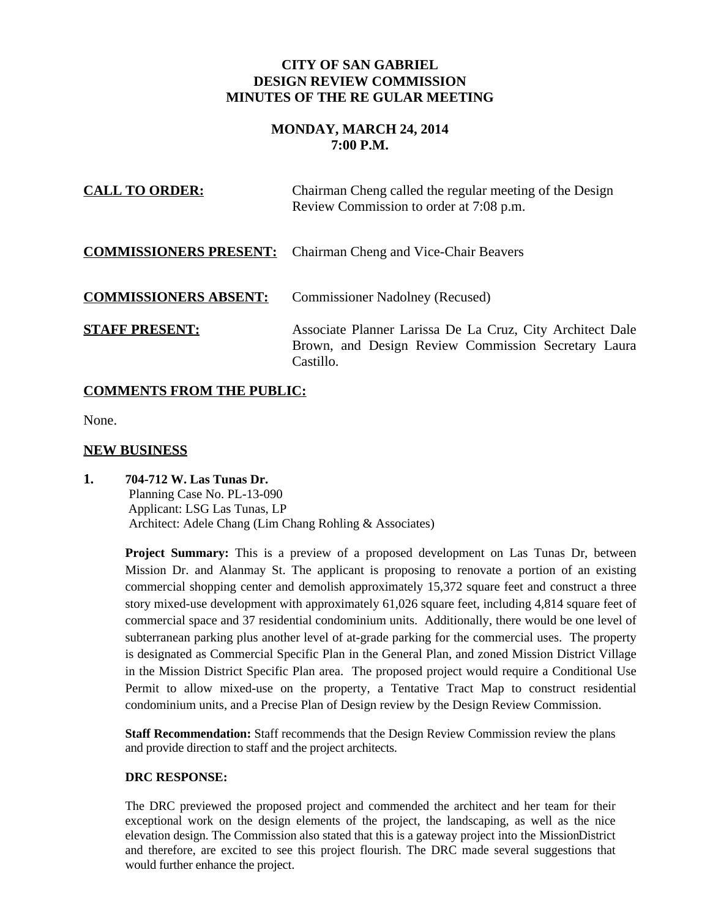# CITY OF SAN GABRIEL
# DESIGN REVIEW COMMISSION
# MINUTES OF THE RE GULAR MEETING

## MONDAY, MARCH 24, 2014
## 7:00 P.M.

**CALL TO ORDER:** Chairman Cheng called the regular meeting of the Design Review Commission to order at 7:08 p.m.

**COMMISSIONERS PRESENT:** Chairman Cheng and Vice-Chair Beavers

**COMMISSIONERS ABSENT:** Commissioner Nadolney (Recused)

**STAFF PRESENT:** Associate Planner Larissa De La Cruz, City Architect Dale Brown, and Design Review Commission Secretary Laura Castillo.

**COMMENTS FROM THE PUBLIC:**

None.

**NEW BUSINESS**

**1. 704-712 W. Las Tunas Dr.**
Planning Case No. PL-13-090
Applicant: LSG Las Tunas, LP
Architect: Adele Chang (Lim Chang Rohling & Associates)

**Project Summary:** This is a preview of a proposed development on Las Tunas Dr, between Mission Dr. and Alanmay St. The applicant is proposing to renovate a portion of an existing commercial shopping center and demolish approximately 15,372 square feet and construct a three story mixed-use development with approximately 61,026 square feet, including 4,814 square feet of commercial space and 37 residential condominium units. Additionally, there would be one level of subterranean parking plus another level of at-grade parking for the commercial uses. The property is designated as Commercial Specific Plan in the General Plan, and zoned Mission District Village in the Mission District Specific Plan area. The proposed project would require a Conditional Use Permit to allow mixed-use on the property, a Tentative Tract Map to construct residential condominium units, and a Precise Plan of Design review by the Design Review Commission.

**Staff Recommendation:** Staff recommends that the Design Review Commission review the plans and provide direction to staff and the project architects.

**DRC RESPONSE:**

The DRC previewed the proposed project and commended the architect and her team for their exceptional work on the design elements of the project, the landscaping, as well as the nice elevation design. The Commission also stated that this is a gateway project into the MissionDistrict and therefore, are excited to see this project flourish. The DRC made several suggestions that would further enhance the project.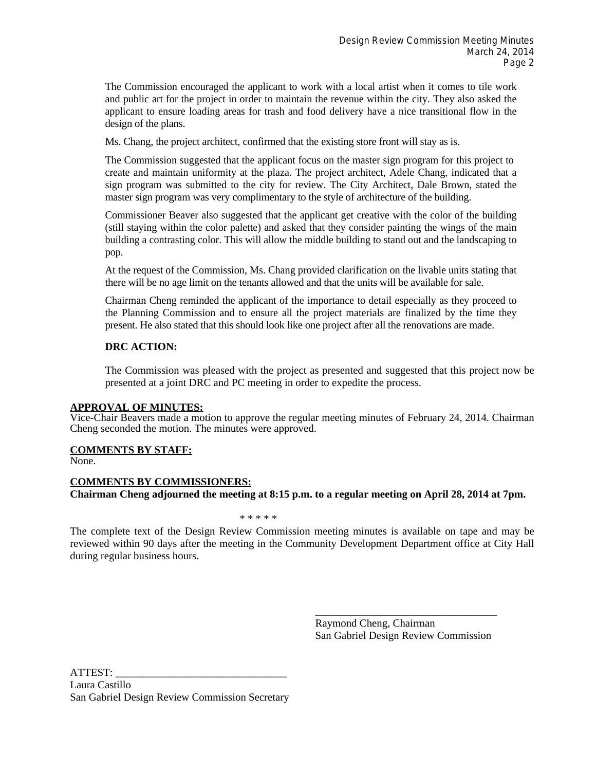The Commission encouraged the applicant to work with a local artist when it comes to tile work and public art for the project in order to maintain the revenue within the city. They also asked the applicant to ensure loading areas for trash and food delivery have a nice transitional flow in the design of the plans.

Ms. Chang, the project architect, confirmed that the existing store front will stay as is.

The Commission suggested that the applicant focus on the master sign program for this project to create and maintain uniformity at the plaza. The project architect, Adele Chang, indicated that a sign program was submitted to the city for review. The City Architect, Dale Brown, stated the master sign program was very complimentary to the style of architecture of the building.

Commissioner Beaver also suggested that the applicant get creative with the color of the building (still staying within the color palette) and asked that they consider painting the wings of the main building a contrasting color. This will allow the middle building to stand out and the landscaping to pop.

At the request of the Commission, Ms. Chang provided clarification on the livable units stating that there will be no age limit on the tenants allowed and that the units will be available for sale.

Chairman Cheng reminded the applicant of the importance to detail especially as they proceed to the Planning Commission and to ensure all the project materials are finalized by the time they present. He also stated that this should look like one project after all the renovations are made.

**DRC ACTION:**

The Commission was pleased with the project as presented and suggested that this project now be presented at a joint DRC and PC meeting in order to expedite the process.

**APPROVAL OF MINUTES:**
Vice-Chair Beavers made a motion to approve the regular meeting minutes of February 24, 2014. Chairman Cheng seconded the motion. The minutes were approved.

**COMMENTS BY STAFF:**
None.

**COMMENTS BY COMMISSIONERS:**
**Chairman Cheng adjourned the meeting at 8:15 p.m. to a regular meeting on April 28, 2014 at 7pm.**

\* \* \* \* \*

The complete text of the Design Review Commission meeting minutes is available on tape and may be reviewed within 90 days after the meeting in the Community Development Department office at City Hall during regular business hours.

\_\_\_\_\_\_\_\_\_\_\_\_\_\_\_\_\_\_\_\_\_\_\_\_\_\_\_\_\_\_\_\_\_\_\_
Raymond Cheng, Chairman
San Gabriel Design Review Commission

ATTEST: \_\_\_\_\_\_\_\_\_\_\_\_\_\_\_\_\_\_\_\_\_\_\_\_\_\_\_\_\_\_\_\_
Laura Castillo
San Gabriel Design Review Commission Secretary